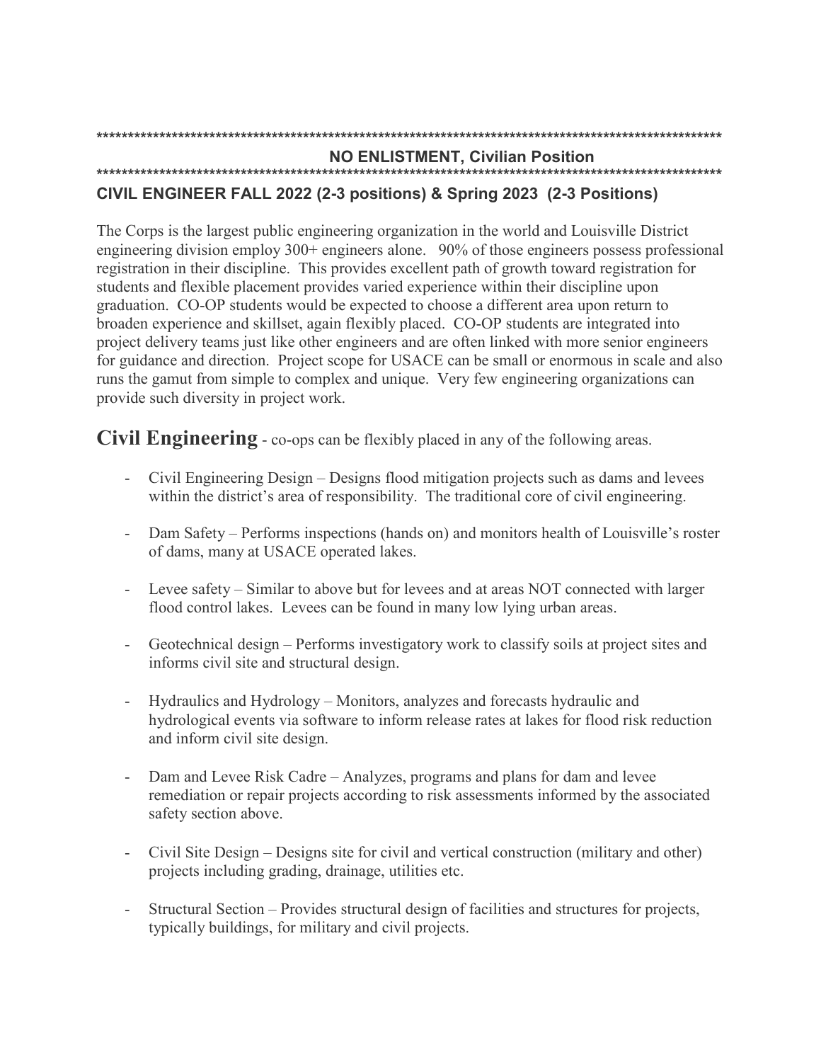**********************************************************************************************************

**NO ENLISTMENT, Civilian Position**

**********************************************************************************************************

**CIVIL ENGINEER FALL 2022 (2-3 positions) & Spring 2023 (2-3 Positions)**

The Corps is the largest public engineering organization in the world and Louisville District engineering division employ 300+ engineers alone. 90% of those engineers possess professional registration in their discipline. This provides excellent path of growth toward registration for students and flexible placement provides varied experience within their discipline upon graduation. CO-OP students would be expected to choose a different area upon return to broaden experience and skillset, again flexibly placed. CO-OP students are integrated into project delivery teams just like other engineers and are often linked with more senior engineers for guidance and direction. Project scope for USACE can be small or enormous in scale and also runs the gamut from simple to complex and unique. Very few engineering organizations can provide such diversity in project work.

## Civil Engineering - co-ops can be flexibly placed in any of the following areas.

- Civil Engineering Design – Designs flood mitigation projects such as dams and levees within the district's area of responsibility. The traditional core of civil engineering.
- Dam Safety – Performs inspections (hands on) and monitors health of Louisville's roster of dams, many at USACE operated lakes.
- Levee safety – Similar to above but for levees and at areas NOT connected with larger flood control lakes. Levees can be found in many low lying urban areas.
- Geotechnical design – Performs investigatory work to classify soils at project sites and informs civil site and structural design.
- Hydraulics and Hydrology – Monitors, analyzes and forecasts hydraulic and hydrological events via software to inform release rates at lakes for flood risk reduction and inform civil site design.
- Dam and Levee Risk Cadre – Analyzes, programs and plans for dam and levee remediation or repair projects according to risk assessments informed by the associated safety section above.
- Civil Site Design – Designs site for civil and vertical construction (military and other) projects including grading, drainage, utilities etc.
- Structural Section – Provides structural design of facilities and structures for projects, typically buildings, for military and civil projects.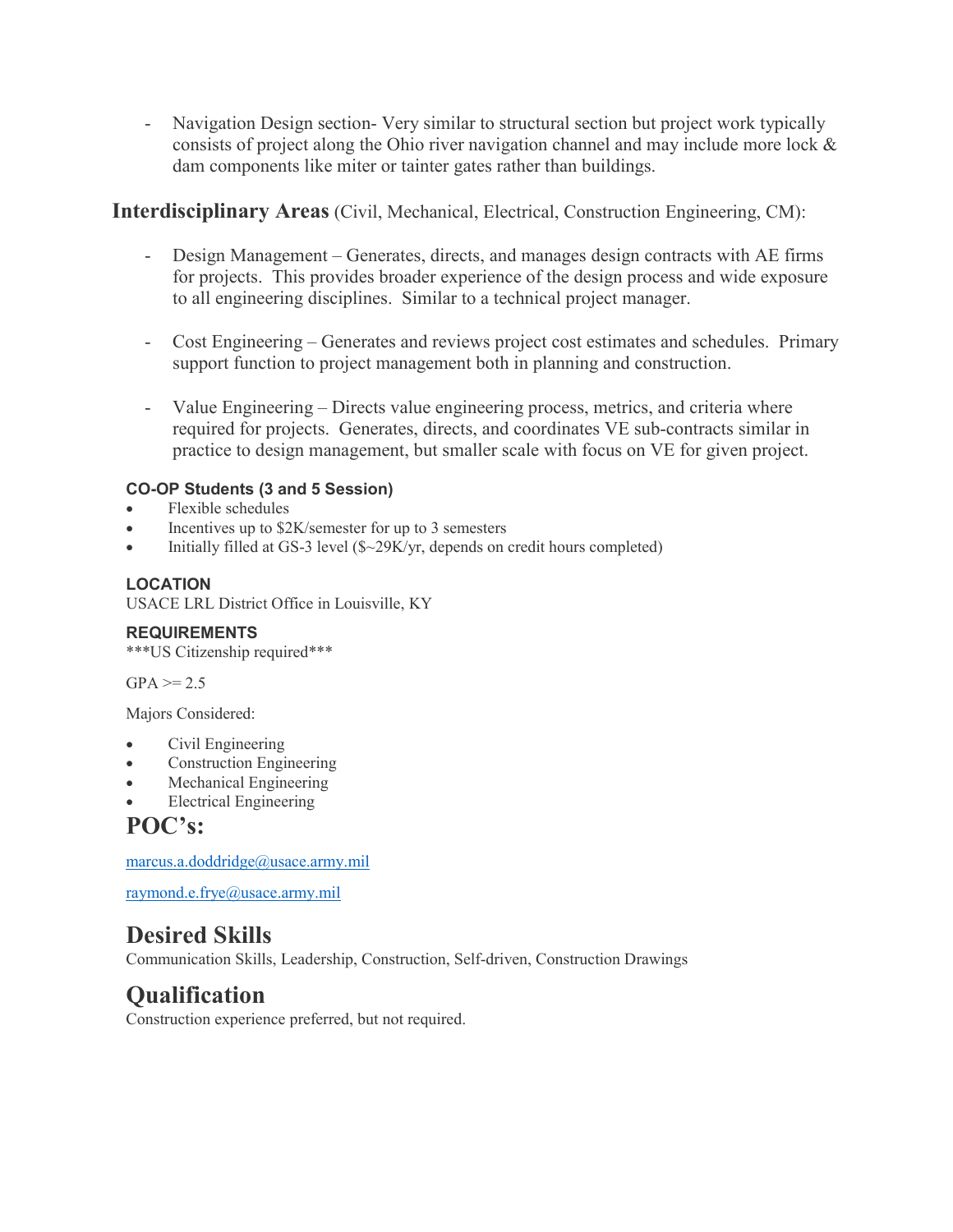- Navigation Design section- Very similar to structural section but project work typically consists of project along the Ohio river navigation channel and may include more lock & dam components like miter or tainter gates rather than buildings.

**Interdisciplinary Areas** (Civil, Mechanical, Electrical, Construction Engineering, CM):

- Design Management – Generates, directs, and manages design contracts with AE firms for projects. This provides broader experience of the design process and wide exposure to all engineering disciplines. Similar to a technical project manager.

- Cost Engineering – Generates and reviews project cost estimates and schedules. Primary support function to project management both in planning and construction.

- Value Engineering – Directs value engineering process, metrics, and criteria where required for projects. Generates, directs, and coordinates VE sub-contracts similar in practice to design management, but smaller scale with focus on VE for given project.

#### CO-OP Students (3 and 5 Session)

- Flexible schedules
- Incentives up to $2K/semester for up to 3 semesters
- Initially filled at GS-3 level ($~29K/yr, depends on credit hours completed)

#### LOCATION

USACE LRL District Office in Louisville, KY

#### REQUIREMENTS

***US Citizenship required***

GPA >= 2.5

Majors Considered:

- Civil Engineering
- Construction Engineering
- Mechanical Engineering
- Electrical Engineering

# POC's:

marcus.a.doddridge@usace.army.mil

raymond.e.frye@usace.army.mil

## Desired Skills

Communication Skills, Leadership, Construction, Self-driven, Construction Drawings

## Qualification

Construction experience preferred, but not required.